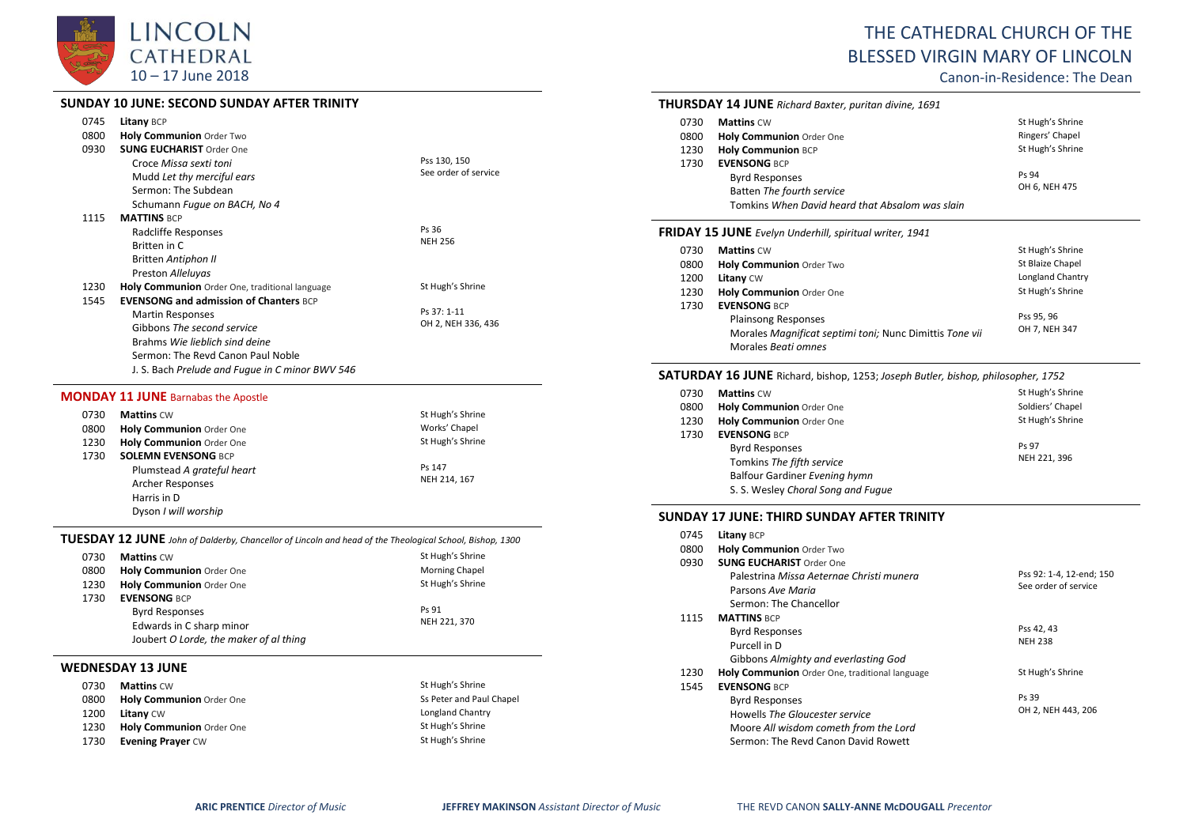# LINCOLN CATHEDRAL
10 – 17 June 2018

# THE CATHEDRAL CHURCH OF THE BLESSED VIRGIN MARY OF LINCOLN

Canon-in-Residence: The Dean

## SUNDAY 10 JUNE: SECOND SUNDAY AFTER TRINITY

| | | |
|---|---|---|
| 0745 | **Litany** BCP | |
| 0800 | **Holy Communion** Order Two | |
| 0930 | **SUNG EUCHARIST** Order One | |
| | Croce *Missa sexti toni* | Pss 130, 150 |
| | Mudd *Let thy merciful ears* | See order of service |
| | Sermon: The Subdean | |
| | Schumann *Fugue on BACH, No 4* | |
| 1115 | **MATTINS** BCP | |
| | Radcliffe Responses | Ps 36 |
| | Britten in C | NEH 256 |
| | Britten *Antiphon II* | |
| | Preston *Alleluyas* | |
| 1230 | **Holy Communion** Order One, traditional language | St Hugh's Shrine |
| 1545 | **EVENSONG and admission of Chanters** BCP | |
| | Martin Responses | Ps 37: 1-11 |
| | Gibbons *The second service* | OH 2, NEH 336, 436 |
| | Brahms *Wie lieblich sind deine* | |
| | Sermon: The Revd Canon Paul Noble | |
| | J. S. Bach *Prelude and Fugue in C minor BWV 546* | |

## MONDAY 11 JUNE Barnabas the Apostle

| | | |
|---|---|---|
| 0730 | **Mattins** CW | St Hugh's Shrine |
| 0800 | **Holy Communion** Order One | Works' Chapel |
| 1230 | **Holy Communion** Order One | St Hugh's Shrine |
| 1730 | **SOLEMN EVENSONG** BCP | |
| | Plumstead *A grateful heart* | Ps 147 |
| | Archer Responses | NEH 214, 167 |
| | Harris in D | |
| | Dyson *I will worship* | |

## TUESDAY 12 JUNE *John of Dalderby, Chancellor of Lincoln and head of the Theological School, Bishop, 1300*

| | | |
|---|---|---|
| 0730 | **Mattins** CW | St Hugh's Shrine |
| 0800 | **Holy Communion** Order One | Morning Chapel |
| 1230 | **Holy Communion** Order One | St Hugh's Shrine |
| 1730 | **EVENSONG** BCP | |
| | Byrd Responses | Ps 91 |
| | Edwards in C sharp minor | NEH 221, 370 |
| | Joubert *O Lorde, the maker of al thing* | |

## WEDNESDAY 13 JUNE

| | | |
|---|---|---|
| 0730 | **Mattins** CW | St Hugh's Shrine |
| 0800 | **Holy Communion** Order One | Ss Peter and Paul Chapel |
| 1200 | **Litany** CW | Longland Chantry |
| 1230 | **Holy Communion** Order One | St Hugh's Shrine |
| 1730 | **Evening Prayer** CW | St Hugh's Shrine |

## THURSDAY 14 JUNE *Richard Baxter, puritan divine, 1691*

| | | |
|---|---|---|
| 0730 | **Mattins** CW | St Hugh's Shrine |
| 0800 | **Holy Communion** Order One | Ringers' Chapel |
| 1230 | **Holy Communion** BCP | St Hugh's Shrine |
| 1730 | **EVENSONG** BCP | |
| | Byrd Responses | Ps 94 |
| | Batten *The fourth service* | OH 6, NEH 475 |
| | Tomkins *When David heard that Absalom was slain* | |

## FRIDAY 15 JUNE *Evelyn Underhill, spiritual writer, 1941*

| | | |
|---|---|---|
| 0730 | **Mattins** CW | St Hugh's Shrine |
| 0800 | **Holy Communion** Order Two | St Blaize Chapel |
| 1200 | **Litany** CW | Longland Chantry |
| 1230 | **Holy Communion** Order One | St Hugh's Shrine |
| 1730 | **EVENSONG** BCP | |
| | Plainsong Responses | Pss 95, 96 |
| | Morales *Magnificat septimi toni;* Nunc Dimittis *Tone vii* | OH 7, NEH 347 |
| | Morales *Beati omnes* | |

## SATURDAY 16 JUNE Richard, bishop, 1253; *Joseph Butler, bishop, philosopher, 1752*

| | | |
|---|---|---|
| 0730 | **Mattins** CW | St Hugh's Shrine |
| 0800 | **Holy Communion** Order One | Soldiers' Chapel |
| 1230 | **Holy Communion** Order One | St Hugh's Shrine |
| 1730 | **EVENSONG** BCP | |
| | Byrd Responses | Ps 97 |
| | Tomkins *The fifth service* | NEH 221, 396 |
| | Balfour Gardiner *Evening hymn* | |
| | S. S. Wesley *Choral Song and Fugue* | |

## SUNDAY 17 JUNE: THIRD SUNDAY AFTER TRINITY

| | | |
|---|---|---|
| 0745 | **Litany** BCP | |
| 0800 | **Holy Communion** Order Two | |
| 0930 | **SUNG EUCHARIST** Order One | |
| | Palestrina *Missa Aeternae Christi munera* | Pss 92: 1-4, 12-end; 150 |
| | Parsons *Ave Maria* | See order of service |
| | Sermon: The Chancellor | |
| 1115 | **MATTINS** BCP | |
| | Byrd Responses | Pss 42, 43 |
| | Purcell in D | NEH 238 |
| | Gibbons *Almighty and everlasting God* | |
| 1230 | **Holy Communion** Order One, traditional language | St Hugh's Shrine |
| 1545 | **EVENSONG** BCP | |
| | Byrd Responses | Ps 39 |
| | Howells *The Gloucester service* | OH 2, NEH 443, 206 |
| | Moore *All wisdom cometh from the Lord* | |
| | Sermon: The Revd Canon David Rowett | |

**ARIC PRENTICE** *Director of Music* **JEFFREY MAKINSON** *Assistant Director of Music* THE REVD CANON **SALLY-ANNE McDOUGALL** *Precentor*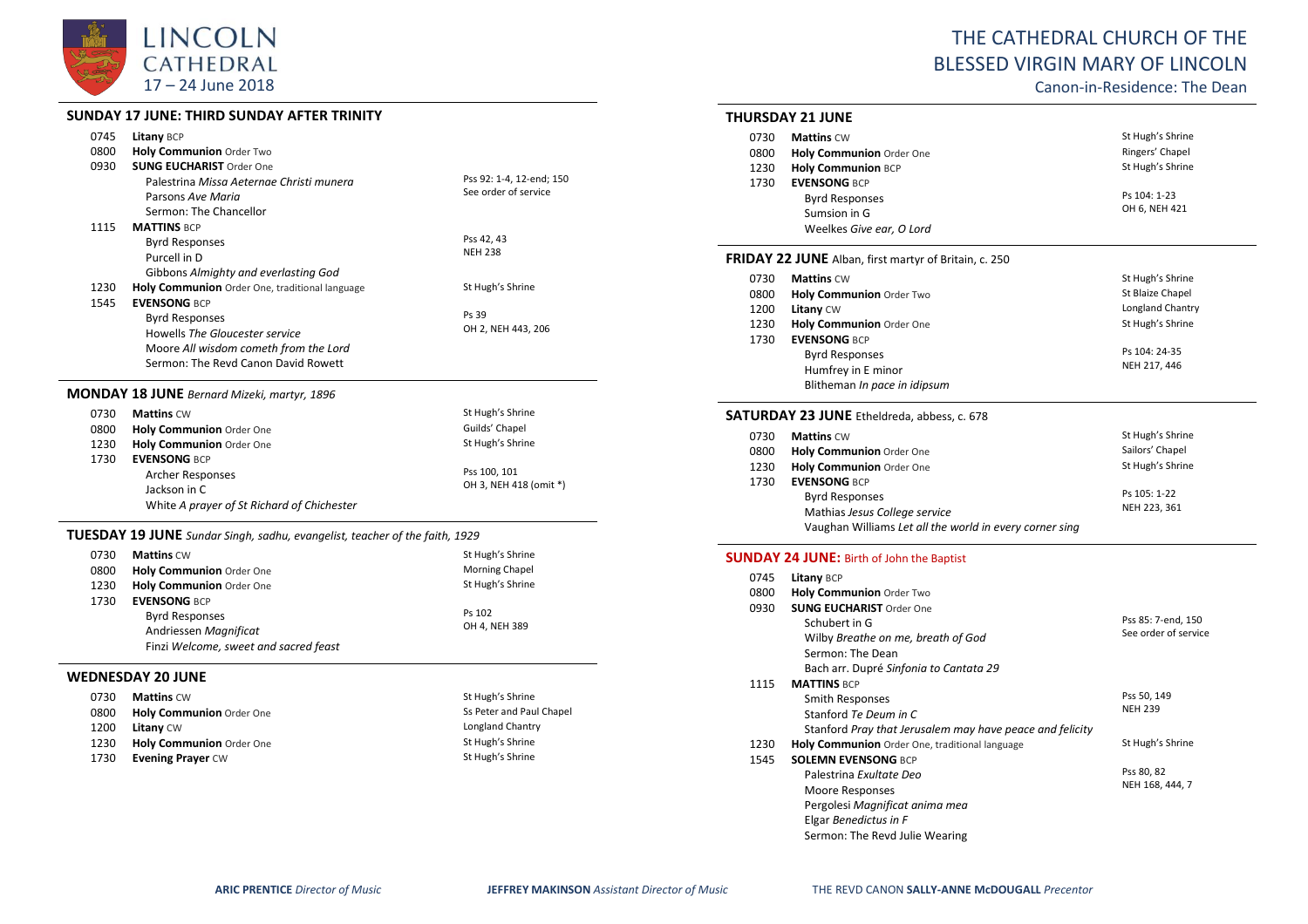# LINCOLN CATHEDRAL

17 – 24 June 2018

# THE CATHEDRAL CHURCH OF THE BLESSED VIRGIN MARY OF LINCOLN

Canon-in-Residence: The Dean

## SUNDAY 17 JUNE: THIRD SUNDAY AFTER TRINITY

| | | |
|---|---|---|
| 0745 | **Litany** BCP | |
| 0800 | **Holy Communion** Order Two | |
| 0930 | **SUNG EUCHARIST** Order One | |
| | Palestrina *Missa Aeternae Christi munera* | Pss 92: 1-4, 12-end; 150 |
| | Parsons *Ave Maria* | See order of service |
| | Sermon: The Chancellor | |
| 1115 | **MATTINS** BCP | |
| | Byrd Responses | Pss 42, 43 |
| | Purcell in D | NEH 238 |
| | Gibbons *Almighty and everlasting God* | |
| 1230 | **Holy Communion** Order One, traditional language | St Hugh's Shrine |
| 1545 | **EVENSONG** BCP | |
| | Byrd Responses | Ps 39 |
| | Howells *The Gloucester service* | OH 2, NEH 443, 206 |
| | Moore *All wisdom cometh from the Lord* | |
| | Sermon: The Revd Canon David Rowett | |

## MONDAY 18 JUNE *Bernard Mizeki, martyr, 1896*

| | | |
|---|---|---|
| 0730 | **Mattins** CW | St Hugh's Shrine |
| 0800 | **Holy Communion** Order One | Guilds' Chapel |
| 1230 | **Holy Communion** Order One | St Hugh's Shrine |
| 1730 | **EVENSONG** BCP | |
| | Archer Responses | Pss 100, 101 |
| | Jackson in C | OH 3, NEH 418 (omit *) |
| | White *A prayer of St Richard of Chichester* | |

## TUESDAY 19 JUNE *Sundar Singh, sadhu, evangelist, teacher of the faith, 1929*

| | | |
|---|---|---|
| 0730 | **Mattins** CW | St Hugh's Shrine |
| 0800 | **Holy Communion** Order One | Morning Chapel |
| 1230 | **Holy Communion** Order One | St Hugh's Shrine |
| 1730 | **EVENSONG** BCP | |
| | Byrd Responses | Ps 102 |
| | Andriessen *Magnificat* | OH 4, NEH 389 |
| | Finzi *Welcome, sweet and sacred feast* | |

## WEDNESDAY 20 JUNE

| | | |
|---|---|---|
| 0730 | **Mattins** CW | St Hugh's Shrine |
| 0800 | **Holy Communion** Order One | Ss Peter and Paul Chapel |
| 1200 | **Litany** CW | Longland Chantry |
| 1230 | **Holy Communion** Order One | St Hugh's Shrine |
| 1730 | **Evening Prayer** CW | St Hugh's Shrine |

## THURSDAY 21 JUNE

| | | |
|---|---|---|
| 0730 | **Mattins** CW | St Hugh's Shrine |
| 0800 | **Holy Communion** Order One | Ringers' Chapel |
| 1230 | **Holy Communion** BCP | St Hugh's Shrine |
| 1730 | **EVENSONG** BCP | |
| | Byrd Responses | Ps 104: 1-23 |
| | Sumsion in G | OH 6, NEH 421 |
| | Weelkes *Give ear, O Lord* | |

## FRIDAY 22 JUNE Alban, first martyr of Britain, c. 250

| | | |
|---|---|---|
| 0730 | **Mattins** CW | St Hugh's Shrine |
| 0800 | **Holy Communion** Order Two | St Blaize Chapel |
| 1200 | **Litany** CW | Longland Chantry |
| 1230 | **Holy Communion** Order One | St Hugh's Shrine |
| 1730 | **EVENSONG** BCP | |
| | Byrd Responses | Ps 104: 24-35 |
| | Humfrey in E minor | NEH 217, 446 |
| | Blitheman *In pace in idipsum* | |

## SATURDAY 23 JUNE Etheldreda, abbess, c. 678

| | | |
|---|---|---|
| 0730 | **Mattins** CW | St Hugh's Shrine |
| 0800 | **Holy Communion** Order One | Sailors' Chapel |
| 1230 | **Holy Communion** Order One | St Hugh's Shrine |
| 1730 | **EVENSONG** BCP | |
| | Byrd Responses | Ps 105: 1-22 |
| | Mathias *Jesus College service* | NEH 223, 361 |
| | Vaughan Williams *Let all the world in every corner sing* | |

## SUNDAY 24 JUNE: Birth of John the Baptist

| | | |
|---|---|---|
| 0745 | **Litany** BCP | |
| 0800 | **Holy Communion** Order Two | |
| 0930 | **SUNG EUCHARIST** Order One | |
| | Schubert in G | Pss 85: 7-end, 150 |
| | Wilby *Breathe on me, breath of God* | See order of service |
| | Sermon: The Dean | |
| | Bach arr. Dupré *Sinfonia to Cantata 29* | |
| 1115 | **MATTINS** BCP | |
| | Smith Responses | Pss 50, 149 |
| | Stanford *Te Deum in C* | NEH 239 |
| | Stanford *Pray that Jerusalem may have peace and felicity* | |
| 1230 | **Holy Communion** Order One, traditional language | St Hugh's Shrine |
| 1545 | **SOLEMN EVENSONG** BCP | |
| | Palestrina *Exultate Deo* | Pss 80, 82 |
| | Moore Responses | NEH 168, 444, 7 |
| | Pergolesi *Magnificat anima mea* | |
| | Elgar *Benedictus in F* | |
| | Sermon: The Revd Julie Wearing | |

**ARIC PRENTICE** *Director of Music* **JEFFREY MAKINSON** *Assistant Director of Music* THE REVD CANON **SALLY-ANNE McDOUGALL** *Precentor*